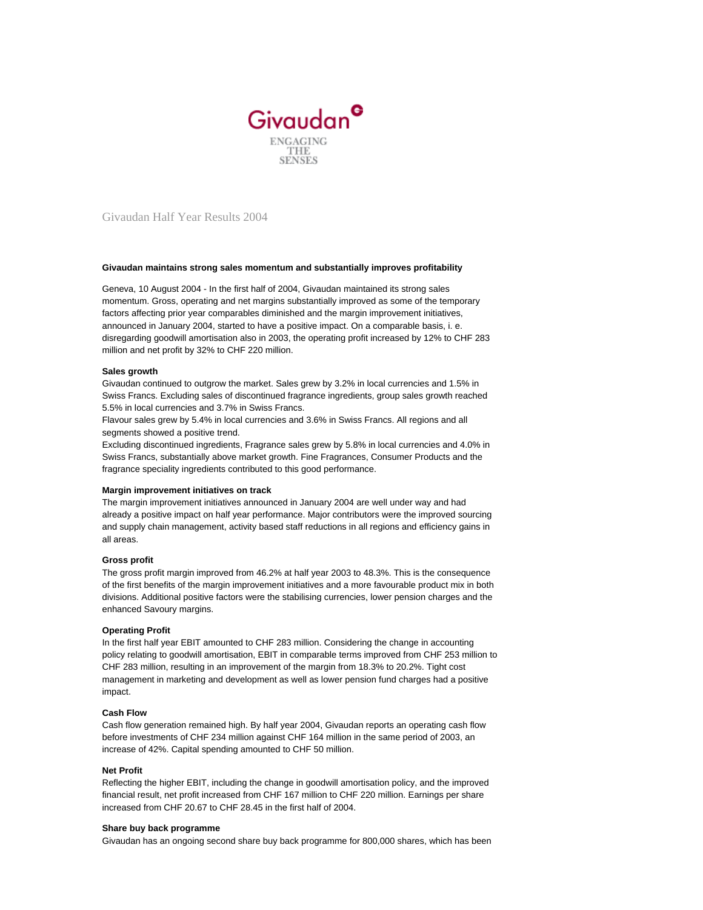Givaudan

ENGAGING THE SENSES

# Givaudan Half Year Results 2004

**Givaudan maintains strong sales momentum and substantially improves profitability**

Geneva, 10 August 2004 - In the first half of 2004, Givaudan maintained its strong sales momentum. Gross, operating and net margins substantially improved as some of the temporary factors affecting prior year comparables diminished and the margin improvement initiatives, announced in January 2004, started to have a positive impact. On a comparable basis, i. e. disregarding goodwill amortisation also in 2003, the operating profit increased by 12% to CHF 283 million and net profit by 32% to CHF 220 million.

**Sales growth**

Givaudan continued to outgrow the market. Sales grew by 3.2% in local currencies and 1.5% in Swiss Francs. Excluding sales of discontinued fragrance ingredients, group sales growth reached 5.5% in local currencies and 3.7% in Swiss Francs.

Flavour sales grew by 5.4% in local currencies and 3.6% in Swiss Francs. All regions and all segments showed a positive trend.

Excluding discontinued ingredients, Fragrance sales grew by 5.8% in local currencies and 4.0% in Swiss Francs, substantially above market growth. Fine Fragrances, Consumer Products and the fragrance speciality ingredients contributed to this good performance.

**Margin improvement initiatives on track**

The margin improvement initiatives announced in January 2004 are well under way and had already a positive impact on half year performance. Major contributors were the improved sourcing and supply chain management, activity based staff reductions in all regions and efficiency gains in all areas.

**Gross profit**

The gross profit margin improved from 46.2% at half year 2003 to 48.3%. This is the consequence of the first benefits of the margin improvement initiatives and a more favourable product mix in both divisions. Additional positive factors were the stabilising currencies, lower pension charges and the enhanced Savoury margins.

**Operating Profit**

In the first half year EBIT amounted to CHF 283 million. Considering the change in accounting policy relating to goodwill amortisation, EBIT in comparable terms improved from CHF 253 million to CHF 283 million, resulting in an improvement of the margin from 18.3% to 20.2%. Tight cost management in marketing and development as well as lower pension fund charges had a positive impact.

**Cash Flow**

Cash flow generation remained high. By half year 2004, Givaudan reports an operating cash flow before investments of CHF 234 million against CHF 164 million in the same period of 2003, an increase of 42%. Capital spending amounted to CHF 50 million.

**Net Profit**

Reflecting the higher EBIT, including the change in goodwill amortisation policy, and the improved financial result, net profit increased from CHF 167 million to CHF 220 million. Earnings per share increased from CHF 20.67 to CHF 28.45 in the first half of 2004.

**Share buy back programme**

Givaudan has an ongoing second share buy back programme for 800,000 shares, which has been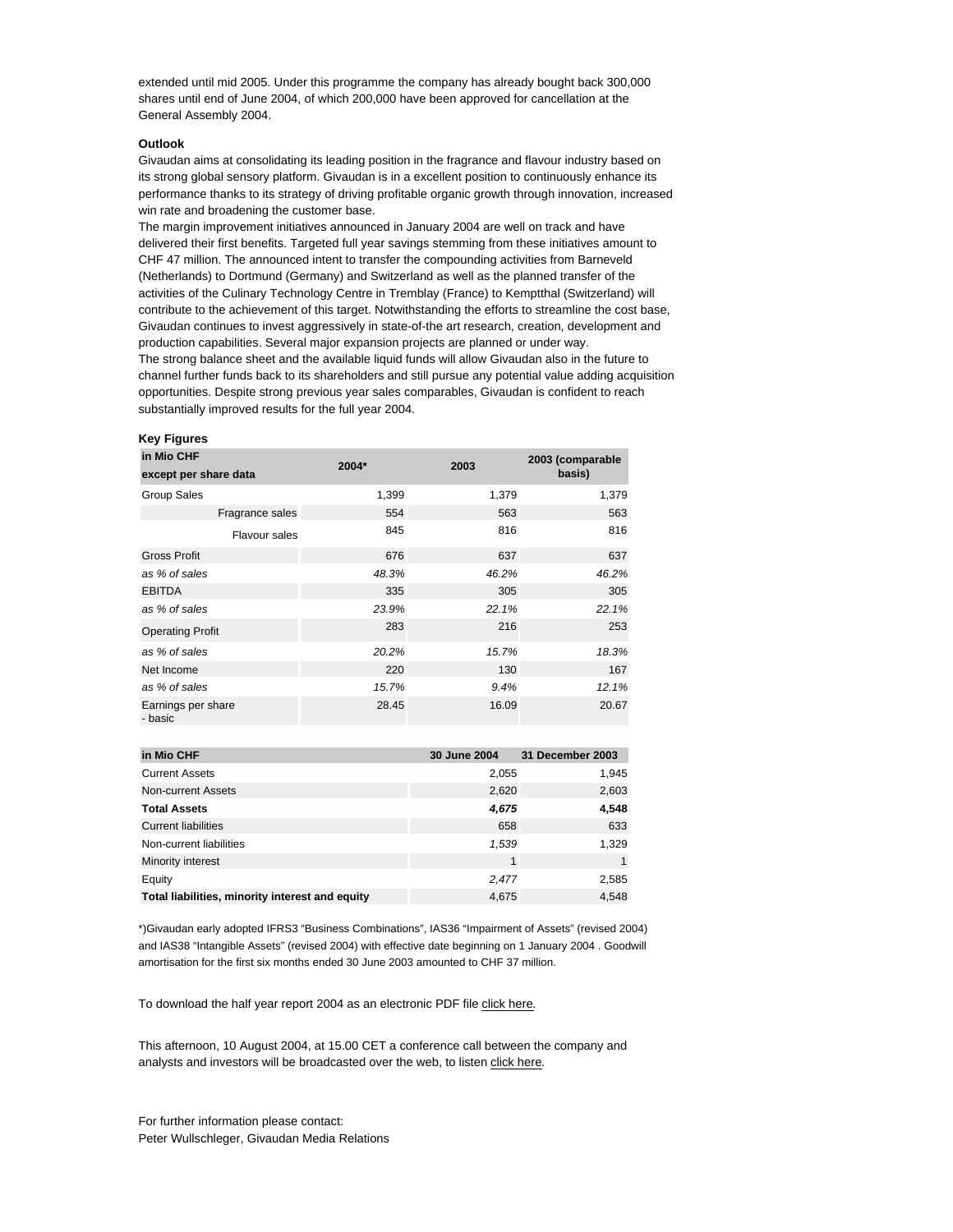extended until mid 2005. Under this programme the company has already bought back 300,000 shares until end of June 2004, of which 200,000 have been approved for cancellation at the General Assembly 2004.

**Outlook**

Givaudan aims at consolidating its leading position in the fragrance and flavour industry based on its strong global sensory platform. Givaudan is in a excellent position to continuously enhance its performance thanks to its strategy of driving profitable organic growth through innovation, increased win rate and broadening the customer base.

The margin improvement initiatives announced in January 2004 are well on track and have delivered their first benefits. Targeted full year savings stemming from these initiatives amount to CHF 47 million. The announced intent to transfer the compounding activities from Barneveld (Netherlands) to Dortmund (Germany) and Switzerland as well as the planned transfer of the activities of the Culinary Technology Centre in Tremblay (France) to Kemptthal (Switzerland) will contribute to the achievement of this target. Notwithstanding the efforts to streamline the cost base, Givaudan continues to invest aggressively in state-of-the art research, creation, development and production capabilities. Several major expansion projects are planned or under way.

The strong balance sheet and the available liquid funds will allow Givaudan also in the future to channel further funds back to its shareholders and still pursue any potential value adding acquisition opportunities. Despite strong previous year sales comparables, Givaudan is confident to reach substantially improved results for the full year 2004.

**Key Figures**

| in Mio CHF except per share data | 2004* | 2003 | 2003 (comparable basis) |
|---|---|---|---|
| Group Sales | 1,399 | 1,379 | 1,379 |
| Fragrance sales | 554 | 563 | 563 |
| Flavour sales | 845 | 816 | 816 |
| Gross Profit | 676 | 637 | 637 |
| *as % of sales* | *48.3%* | *46.2%* | *46.2%* |
| EBITDA | 335 | 305 | 305 |
| *as % of sales* | *23.9%* | *22.1%* | *22.1%* |
| Operating Profit | 283 | 216 | 253 |
| *as % of sales* | *20.2%* | *15.7%* | *18.3%* |
| Net Income | 220 | 130 | 167 |
| *as % of sales* | *15.7%* | *9.4%* | *12.1%* |
| Earnings per share - basic | 28.45 | 16.09 | 20.67 |

| in Mio CHF | 30 June 2004 | 31 December 2003 |
|---|---|---|
| Current Assets | 2,055 | 1,945 |
| Non-current Assets | 2,620 | 2,603 |
| **Total Assets** | ***4,675*** | **4,548** |
| Current liabilities | 658 | 633 |
| Non-current liabilities | *1,539* | 1,329 |
| Minority interest | 1 | 1 |
| Equity | *2,477* | 2,585 |
| **Total liabilities, minority interest and equity** | 4,675 | 4,548 |

*)Givaudan early adopted IFRS3 "Business Combinations", IAS36 "Impairment of Assets" (revised 2004) and IAS38 "Intangible Assets" (revised 2004) with effective date beginning on 1 January 2004 . Goodwill amortisation for the first six months ended 30 June 2003 amounted to CHF 37 million.

To download the half year report 2004 as an electronic PDF file click here.

This afternoon, 10 August 2004, at 15.00 CET a conference call between the company and analysts and investors will be broadcasted over the web, to listen click here.

For further information please contact:
Peter Wullschleger, Givaudan Media Relations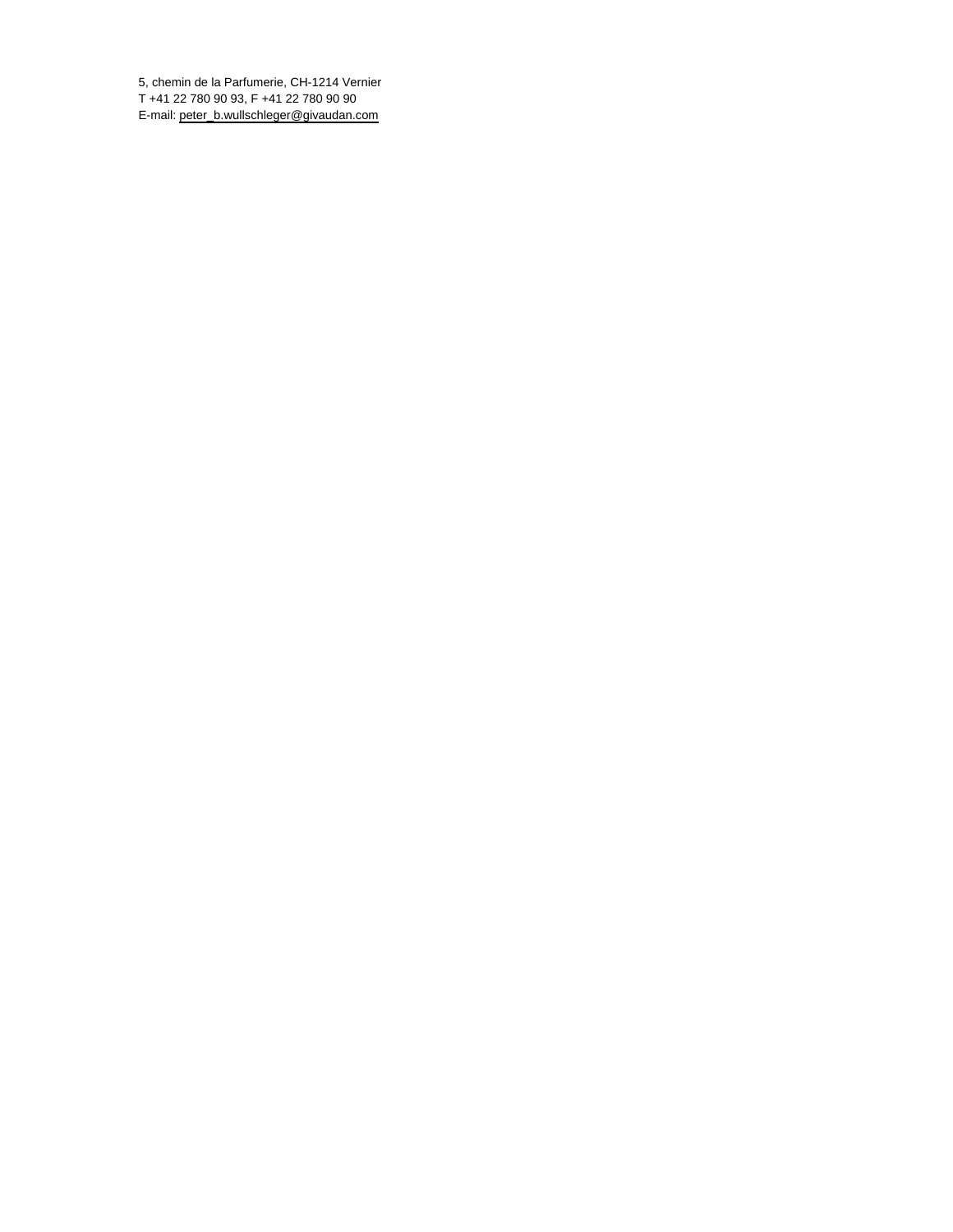5, chemin de la Parfumerie, CH-1214 Vernier
T +41 22 780 90 93, F +41 22 780 90 90
E-mail: peter_b.wullschleger@givaudan.com